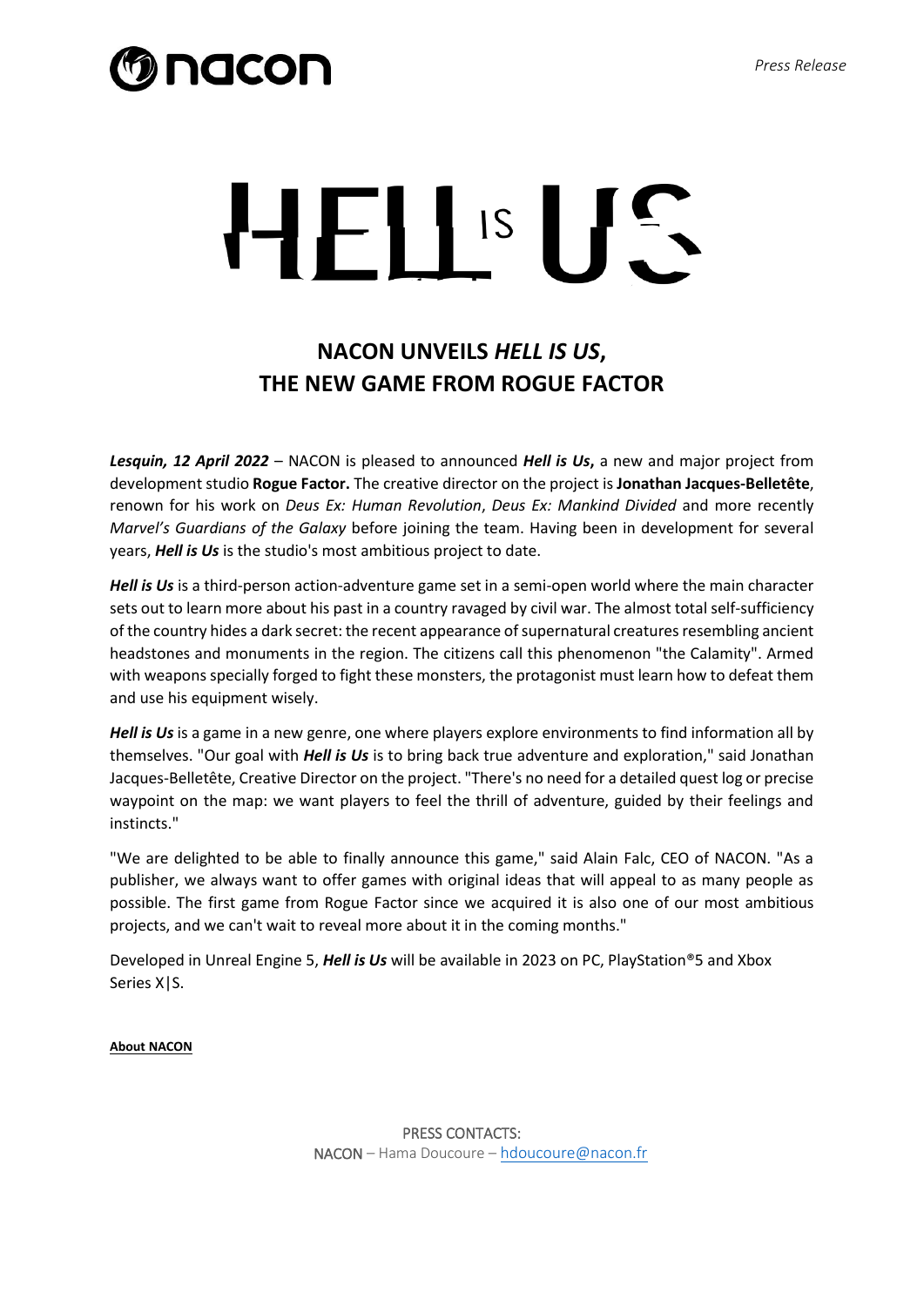Press Release

# HELL IS US

## NACON UNVEILS *HELL IS US*, THE NEW GAME FROM ROGUE FACTOR

***Lesquin, 12 April 2022*** – NACON is pleased to announced ***Hell is Us*****,** a new and major project from development studio **Rogue Factor.** The creative director on the project is **Jonathan Jacques-Belletête**, renown for his work on *Deus Ex: Human Revolution*, *Deus Ex: Mankind Divided* and more recently *Marvel's Guardians of the Galaxy* before joining the team. Having been in development for several years, ***Hell is Us*** is the studio's most ambitious project to date.

***Hell is Us*** is a third-person action-adventure game set in a semi-open world where the main character sets out to learn more about his past in a country ravaged by civil war. The almost total self-sufficiency of the country hides a dark secret: the recent appearance of supernatural creatures resembling ancient headstones and monuments in the region. The citizens call this phenomenon "the Calamity". Armed with weapons specially forged to fight these monsters, the protagonist must learn how to defeat them and use his equipment wisely.

***Hell is Us*** is a game in a new genre, one where players explore environments to find information all by themselves. "Our goal with ***Hell is Us*** is to bring back true adventure and exploration," said Jonathan Jacques-Belletête, Creative Director on the project. "There's no need for a detailed quest log or precise waypoint on the map: we want players to feel the thrill of adventure, guided by their feelings and instincts."

"We are delighted to be able to finally announce this game," said Alain Falc, CEO of NACON. "As a publisher, we always want to offer games with original ideas that will appeal to as many people as possible. The first game from Rogue Factor since we acquired it is also one of our most ambitious projects, and we can't wait to reveal more about it in the coming months."

Developed in Unreal Engine 5, ***Hell is Us*** will be available in 2023 on PC, PlayStation®5 and Xbox Series X|S.

**About NACON**

PRESS CONTACTS:
NACON – Hama Doucoure – hdoucoure@nacon.fr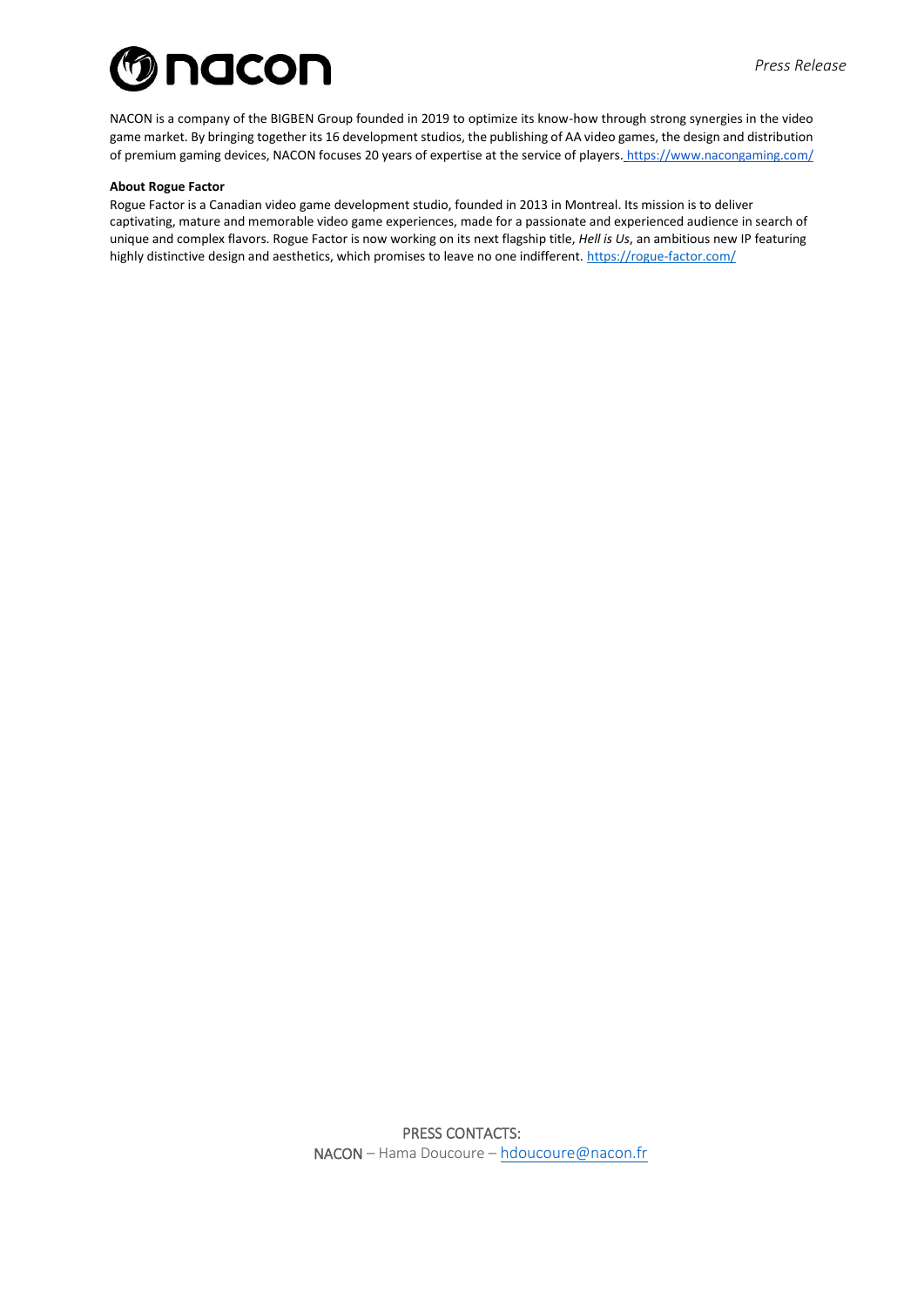NACON is a company of the BIGBEN Group founded in 2019 to optimize its know-how through strong synergies in the video game market. By bringing together its 16 development studios, the publishing of AA video games, the design and distribution of premium gaming devices, NACON focuses 20 years of expertise at the service of players. https://www.nacongaming.com/

**About Rogue Factor**

Rogue Factor is a Canadian video game development studio, founded in 2013 in Montreal. Its mission is to deliver captivating, mature and memorable video game experiences, made for a passionate and experienced audience in search of unique and complex flavors. Rogue Factor is now working on its next flagship title, *Hell is Us*, an ambitious new IP featuring highly distinctive design and aesthetics, which promises to leave no one indifferent. https://rogue-factor.com/

PRESS CONTACTS:

NACON – Hama Doucoure – hdoucoure@nacon.fr